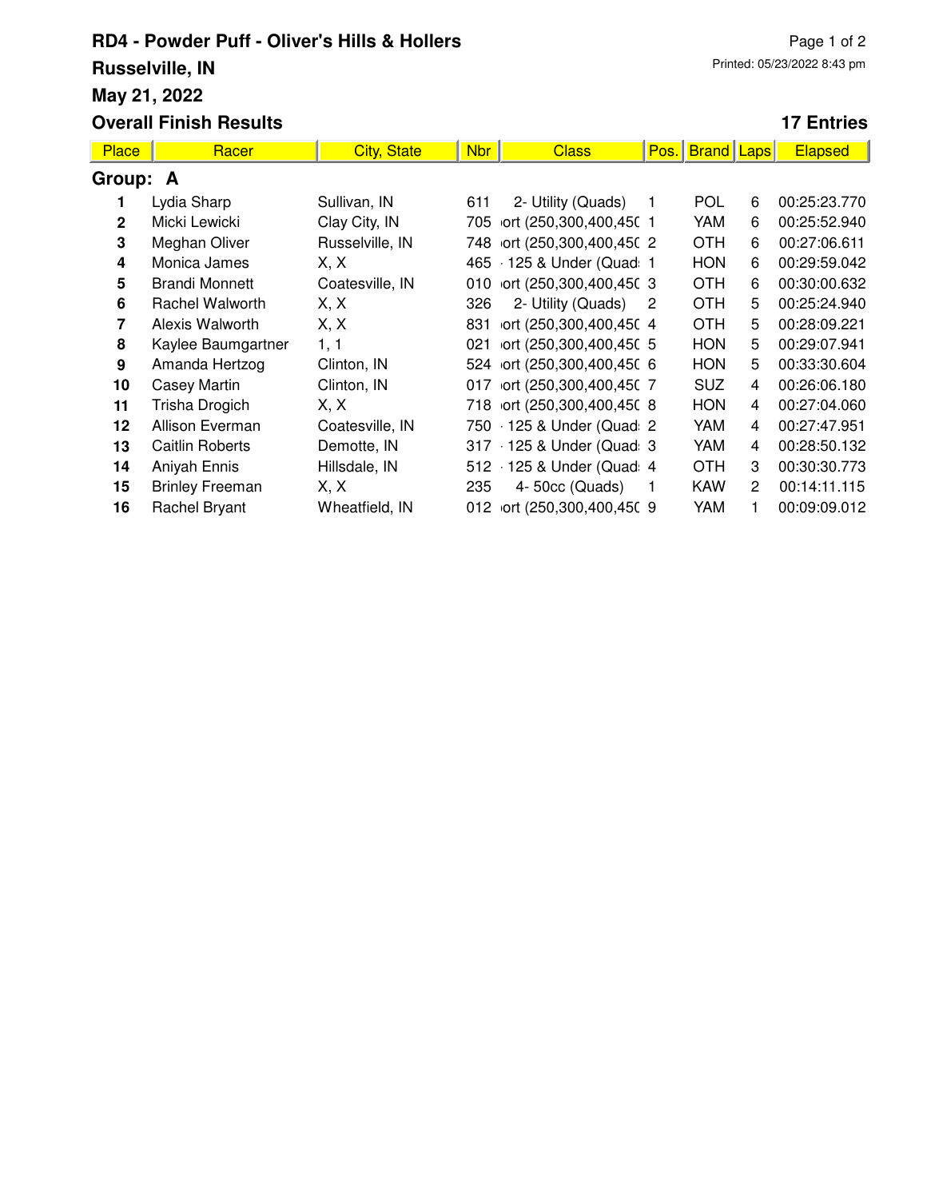# RD4 - Powder Puff - Oliver's Hills & Hollers

**Russelville, IN**

**May 21, 2022**

**Overall Finish Results** **17 Entries**

Printed: 05/23/2022 8:43 pm

| Place | Racer | City, State | Nbr | Class | Pos. | Brand | Laps | Elapsed |
|---|---|---|---|---|---|---|---|---|
| **Group: A** | | | | | | | | |
| 1 | Lydia Sharp | Sullivan, IN | 611 | 2- Utility (Quads) | 1 | POL | 6 | 00:25:23.770 |
| 2 | Micki Lewicki | Clay City, IN | 705 | ıort (250,300,400,45( | 1 | YAM | 6 | 00:25:52.940 |
| 3 | Meghan Oliver | Russelville, IN | 748 | ıort (250,300,400,45( | 2 | OTH | 6 | 00:27:06.611 |
| 4 | Monica James | X, X | 465 | · 125 & Under (Quad: | 1 | HON | 6 | 00:29:59.042 |
| 5 | Brandi Monnett | Coatesville, IN | 010 | ıort (250,300,400,45( | 3 | OTH | 6 | 00:30:00.632 |
| 6 | Rachel Walworth | X, X | 326 | 2- Utility (Quads) | 2 | OTH | 5 | 00:25:24.940 |
| 7 | Alexis Walworth | X, X | 831 | ıort (250,300,400,45( | 4 | OTH | 5 | 00:28:09.221 |
| 8 | Kaylee Baumgartner | 1, 1 | 021 | ıort (250,300,400,45( | 5 | HON | 5 | 00:29:07.941 |
| 9 | Amanda Hertzog | Clinton, IN | 524 | ıort (250,300,400,45( | 6 | HON | 5 | 00:33:30.604 |
| 10 | Casey Martin | Clinton, IN | 017 | ıort (250,300,400,45( | 7 | SUZ | 4 | 00:26:06.180 |
| 11 | Trisha Drogich | X, X | 718 | ıort (250,300,400,45( | 8 | HON | 4 | 00:27:04.060 |
| 12 | Allison Everman | Coatesville, IN | 750 | · 125 & Under (Quad: | 2 | YAM | 4 | 00:27:47.951 |
| 13 | Caitlin Roberts | Demotte, IN | 317 | · 125 & Under (Quad: | 3 | YAM | 4 | 00:28:50.132 |
| 14 | Aniyah Ennis | Hillsdale, IN | 512 | · 125 & Under (Quad: | 4 | OTH | 3 | 00:30:30.773 |
| 15 | Brinley Freeman | X, X | 235 | 4- 50cc (Quads) | 1 | KAW | 2 | 00:14:11.115 |
| 16 | Rachel Bryant | Wheatfield, IN | 012 | ıort (250,300,400,45( | 9 | YAM | 1 | 00:09:09.012 |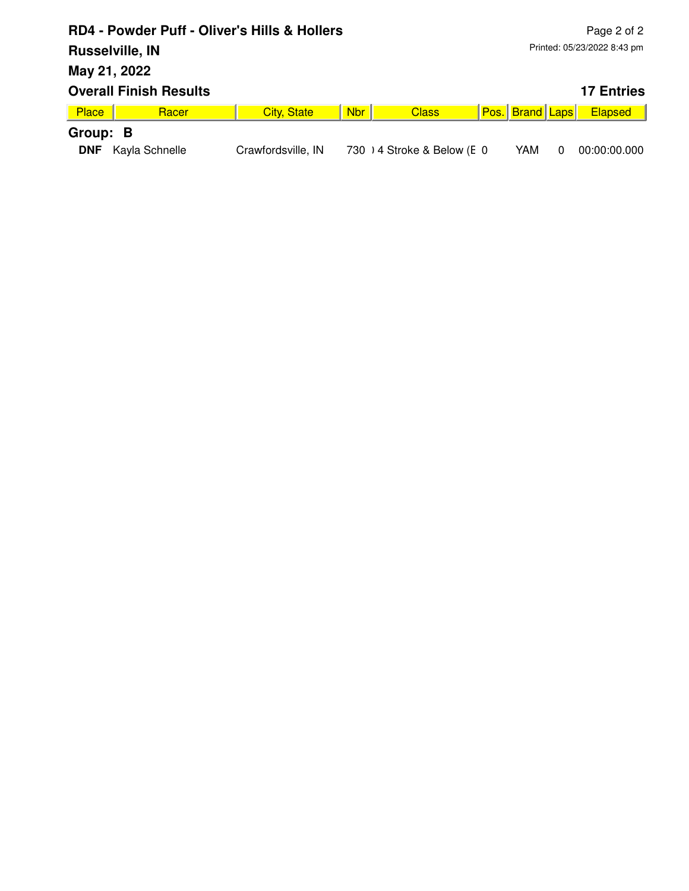# RD4 - Powder Puff - Oliver's Hills & Hollers

**Russelville, IN**

**May 21, 2022**

Printed: 05/23/2022 8:43 pm

## Overall Finish Results

**17 Entries**

| Place | Racer | City, State | Nbr | Class | Pos. | Brand | Laps | Elapsed |
|---|---|---|---|---|---|---|---|---|
| **Group: B** | | | | | | | | |
| **DNF** | Kayla Schnelle | Crawfordsville, IN | 730 | ) 4 Stroke & Below (E | 0 | YAM | 0 | 00:00:00.000 |